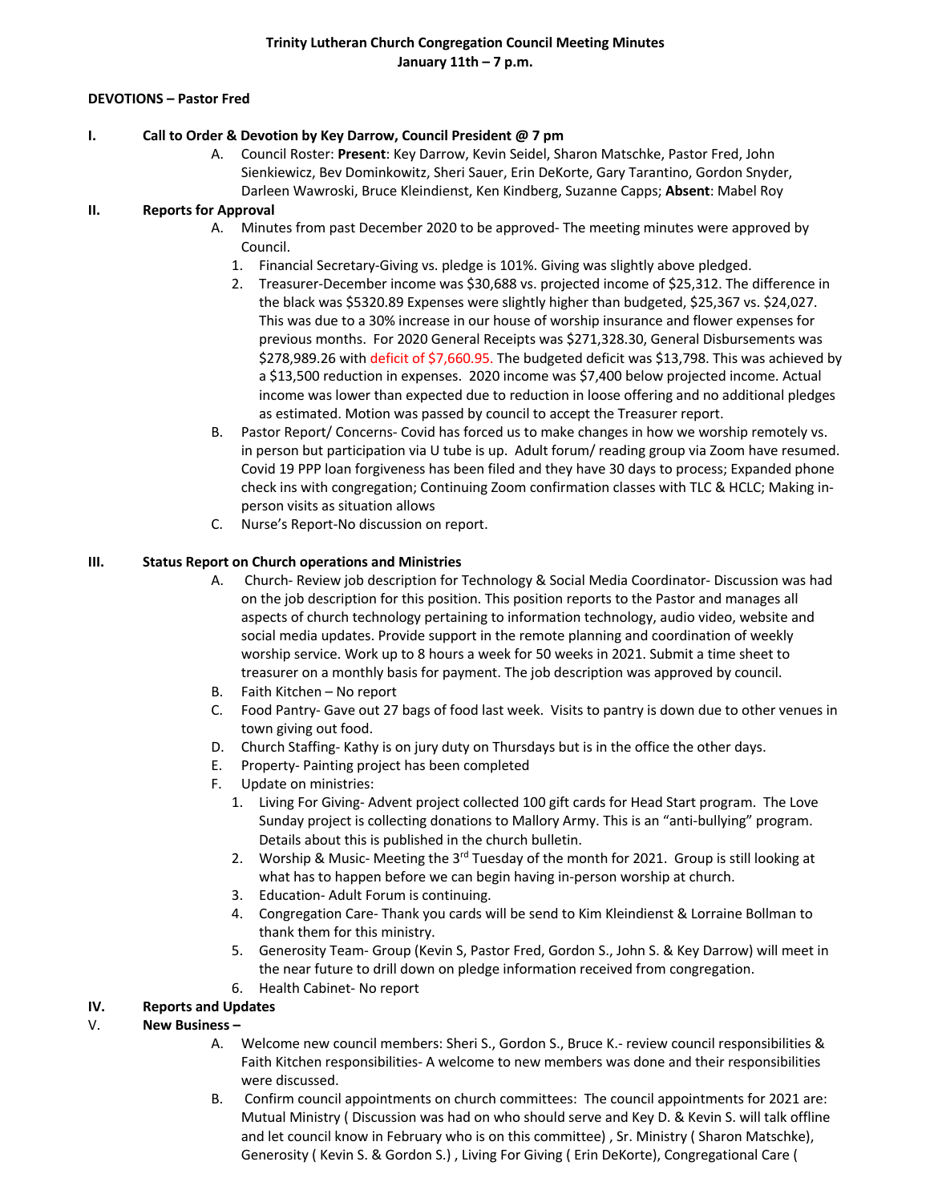**Trinity Lutheran Church Congregation Council Meeting Minutes**
**January 11th – 7 p.m.**

**DEVOTIONS – Pastor Fred**

**I. Call to Order & Devotion by Key Darrow, Council President @ 7 pm**

A. Council Roster: **Present**: Key Darrow, Kevin Seidel, Sharon Matschke, Pastor Fred, John Sienkiewicz, Bev Dominkowitz, Sheri Sauer, Erin DeKorte, Gary Tarantino, Gordon Snyder, Darleen Wawroski, Bruce Kleindienst, Ken Kindberg, Suzanne Capps; **Absent**: Mabel Roy

**II. Reports for Approval**

A. Minutes from past December 2020 to be approved- The meeting minutes were approved by Council.
   1. Financial Secretary-Giving vs. pledge is 101%. Giving was slightly above pledged.
   2. Treasurer-December income was $30,688 vs. projected income of $25,312. The difference in the black was $5320.89 Expenses were slightly higher than budgeted, $25,367 vs. $24,027. This was due to a 30% increase in our house of worship insurance and flower expenses for previous months. For 2020 General Receipts was $271,328.30, General Disbursements was $278,989.26 with deficit of $7,660.95. The budgeted deficit was $13,798. This was achieved by a $13,500 reduction in expenses. 2020 income was $7,400 below projected income. Actual income was lower than expected due to reduction in loose offering and no additional pledges as estimated. Motion was passed by council to accept the Treasurer report.

B. Pastor Report/ Concerns- Covid has forced us to make changes in how we worship remotely vs. in person but participation via U tube is up. Adult forum/ reading group via Zoom have resumed. Covid 19 PPP loan forgiveness has been filed and they have 30 days to process; Expanded phone check ins with congregation; Continuing Zoom confirmation classes with TLC & HCLC; Making in-person visits as situation allows

C. Nurse's Report-No discussion on report.

**III. Status Report on Church operations and Ministries**

A. Church- Review job description for Technology & Social Media Coordinator- Discussion was had on the job description for this position. This position reports to the Pastor and manages all aspects of church technology pertaining to information technology, audio video, website and social media updates. Provide support in the remote planning and coordination of weekly worship service. Work up to 8 hours a week for 50 weeks in 2021. Submit a time sheet to treasurer on a monthly basis for payment. The job description was approved by council.

B. Faith Kitchen – No report

C. Food Pantry- Gave out 27 bags of food last week. Visits to pantry is down due to other venues in town giving out food.

D. Church Staffing- Kathy is on jury duty on Thursdays but is in the office the other days.

E. Property- Painting project has been completed

F. Update on ministries:
   1. Living For Giving- Advent project collected 100 gift cards for Head Start program. The Love Sunday project is collecting donations to Mallory Army. This is an "anti-bullying" program. Details about this is published in the church bulletin.
   2. Worship & Music- Meeting the 3rd Tuesday of the month for 2021. Group is still looking at what has to happen before we can begin having in-person worship at church.
   3. Education- Adult Forum is continuing.
   4. Congregation Care- Thank you cards will be send to Kim Kleindienst & Lorraine Bollman to thank them for this ministry.
   5. Generosity Team- Group (Kevin S, Pastor Fred, Gordon S., John S. & Key Darrow) will meet in the near future to drill down on pledge information received from congregation.
   6. Health Cabinet- No report

**IV. Reports and Updates**

**V. New Business –**

A. Welcome new council members: Sheri S., Gordon S., Bruce K.- review council responsibilities & Faith Kitchen responsibilities- A welcome to new members was done and their responsibilities were discussed.

B. Confirm council appointments on church committees: The council appointments for 2021 are: Mutual Ministry ( Discussion was had on who should serve and Key D. & Kevin S. will talk offline and let council know in February who is on this committee) , Sr. Ministry ( Sharon Matschke), Generosity ( Kevin S. & Gordon S.) , Living For Giving ( Erin DeKorte), Congregational Care (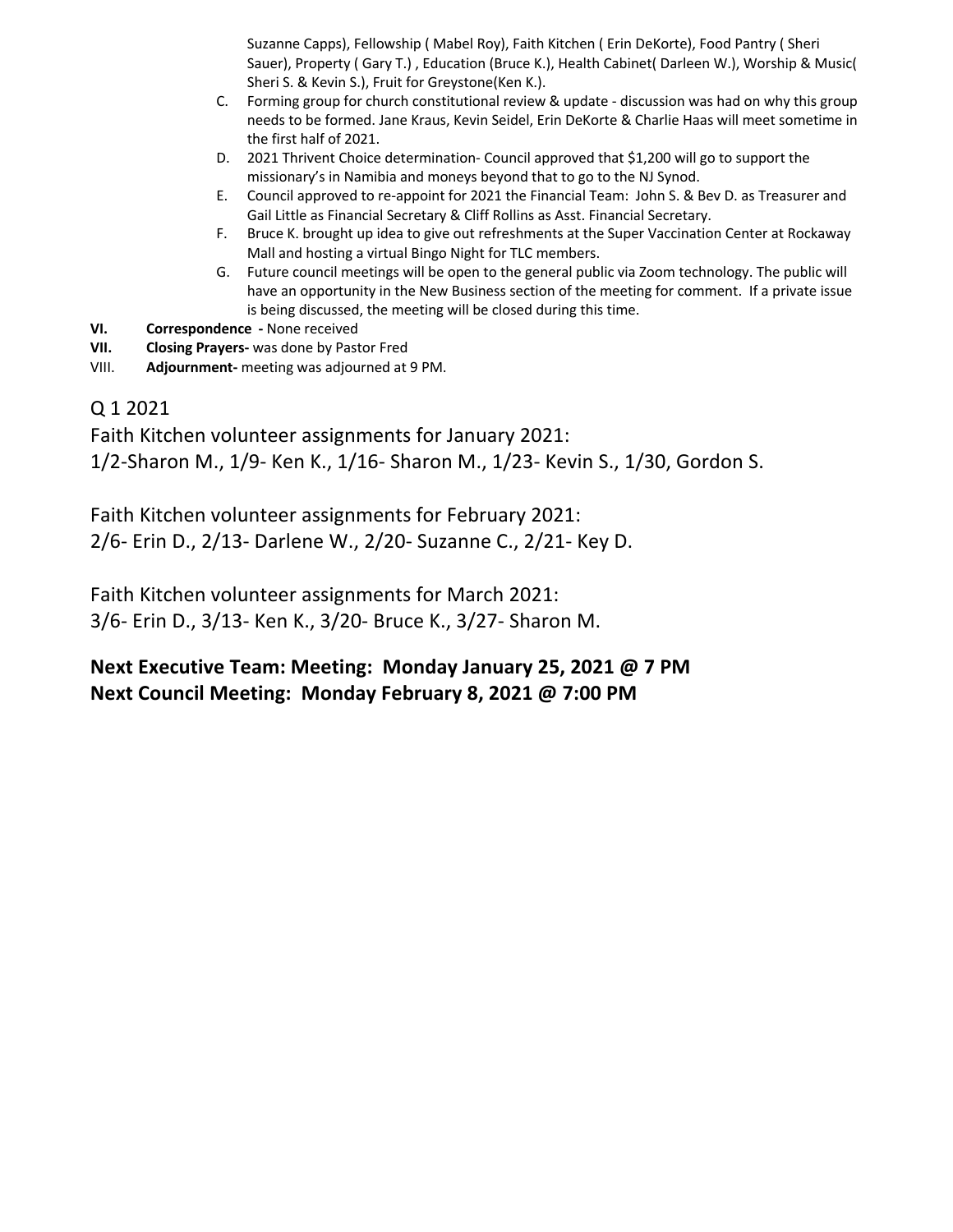Suzanne Capps), Fellowship ( Mabel Roy), Faith Kitchen ( Erin DeKorte), Food Pantry ( Sheri Sauer), Property ( Gary T.) , Education (Bruce K.), Health Cabinet( Darleen W.), Worship & Music( Sheri S. & Kevin S.), Fruit for Greystone(Ken K.).

C. Forming group for church constitutional review & update - discussion was had on why this group needs to be formed. Jane Kraus, Kevin Seidel, Erin DeKorte & Charlie Haas will meet sometime in the first half of 2021.

D. 2021 Thrivent Choice determination- Council approved that $1,200 will go to support the missionary's in Namibia and moneys beyond that to go to the NJ Synod.

E. Council approved to re-appoint for 2021 the Financial Team: John S. & Bev D. as Treasurer and Gail Little as Financial Secretary & Cliff Rollins as Asst. Financial Secretary.

F. Bruce K. brought up idea to give out refreshments at the Super Vaccination Center at Rockaway Mall and hosting a virtual Bingo Night for TLC members.

G. Future council meetings will be open to the general public via Zoom technology. The public will have an opportunity in the New Business section of the meeting for comment. If a private issue is being discussed, the meeting will be closed during this time.

**VI. Correspondence -** None received

**VII. Closing Prayers-** was done by Pastor Fred

VIII. **Adjournment-** meeting was adjourned at 9 PM.

Q 1 2021

Faith Kitchen volunteer assignments for January 2021:
1/2-Sharon M., 1/9- Ken K., 1/16- Sharon M., 1/23- Kevin S., 1/30, Gordon S.

Faith Kitchen volunteer assignments for February 2021:
2/6- Erin D., 2/13- Darlene W., 2/20- Suzanne C., 2/21- Key D.

Faith Kitchen volunteer assignments for March 2021:
3/6- Erin D., 3/13- Ken K., 3/20- Bruce K., 3/27- Sharon M.

**Next Executive Team: Meeting: Monday January 25, 2021 @ 7 PM**
**Next Council Meeting: Monday February 8, 2021 @ 7:00 PM**